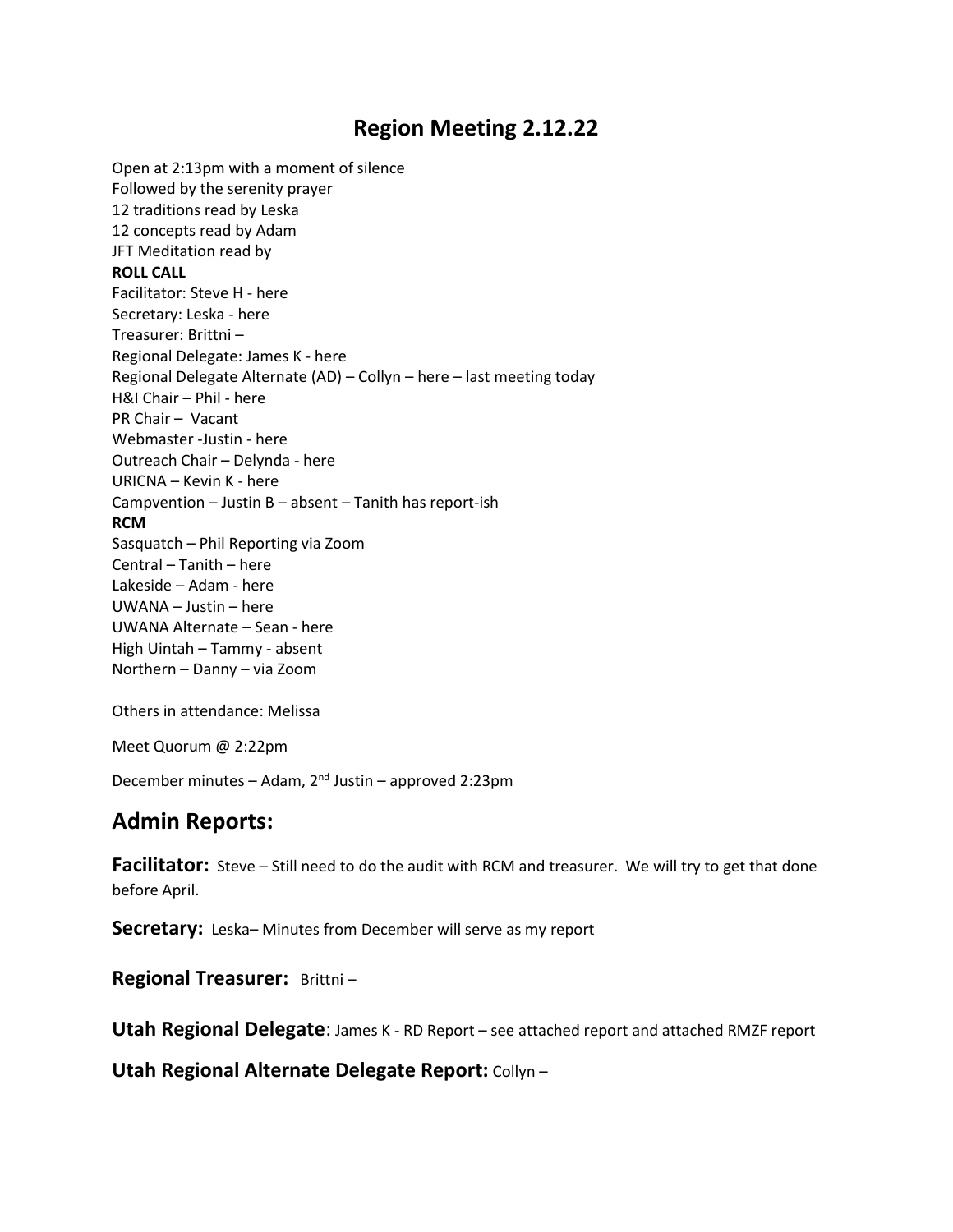# Region Meeting 2.12.22

Open at 2:13pm with a moment of silence
Followed by the serenity prayer
12 traditions read by Leska
12 concepts read by Adam
JFT Meditation read by

**ROLL CALL**

Facilitator: Steve H - here
Secretary: Leska - here
Treasurer: Brittni –
Regional Delegate: James K - here
Regional Delegate Alternate (AD) – Collyn – here – last meeting today
H&I Chair – Phil - here
PR Chair – Vacant
Webmaster -Justin - here
Outreach Chair – Delynda - here
URICNA – Kevin K - here
Campvention – Justin B – absent – Tanith has report-ish

**RCM**

Sasquatch – Phil Reporting via Zoom
Central – Tanith – here
Lakeside – Adam - here
UWANA – Justin – here
UWANA Alternate – Sean - here
High Uintah – Tammy - absent
Northern – Danny – via Zoom

Others in attendance: Melissa

Meet Quorum @ 2:22pm

December minutes – Adam, 2nd Justin – approved 2:23pm

## Admin Reports:

**Facilitator:** Steve – Still need to do the audit with RCM and treasurer. We will try to get that done before April.

**Secretary:** Leska– Minutes from December will serve as my report

**Regional Treasurer:** Brittni –

**Utah Regional Delegate**: James K - RD Report – see attached report and attached RMZF report

**Utah Regional Alternate Delegate Report:** Collyn –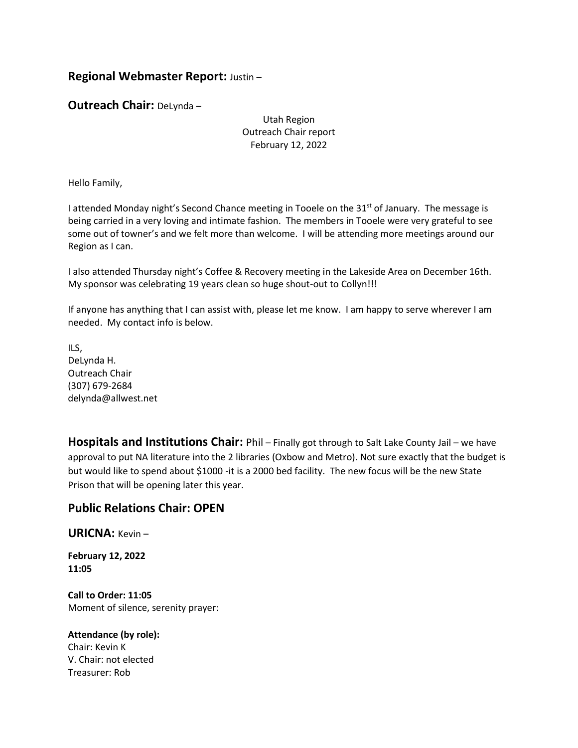**Regional Webmaster Report:** Justin –

**Outreach Chair:** DeLynda –

Utah Region
Outreach Chair report
February 12, 2022

Hello Family,

I attended Monday night's Second Chance meeting in Tooele on the 31st of January. The message is being carried in a very loving and intimate fashion. The members in Tooele were very grateful to see some out of towner's and we felt more than welcome. I will be attending more meetings around our Region as I can.

I also attended Thursday night's Coffee & Recovery meeting in the Lakeside Area on December 16th. My sponsor was celebrating 19 years clean so huge shout-out to Collyn!!!

If anyone has anything that I can assist with, please let me know. I am happy to serve wherever I am needed. My contact info is below.

ILS,
DeLynda H.
Outreach Chair
(307) 679-2684
delynda@allwest.net

**Hospitals and Institutions Chair:** Phil – Finally got through to Salt Lake County Jail – we have approval to put NA literature into the 2 libraries (Oxbow and Metro). Not sure exactly that the budget is but would like to spend about $1000 -it is a 2000 bed facility. The new focus will be the new State Prison that will be opening later this year.

**Public Relations Chair: OPEN**

**URICNA:** Kevin –

**February 12, 2022**
**11:05**

**Call to Order: 11:05**
Moment of silence, serenity prayer:

**Attendance (by role):**
Chair: Kevin K
V. Chair: not elected
Treasurer: Rob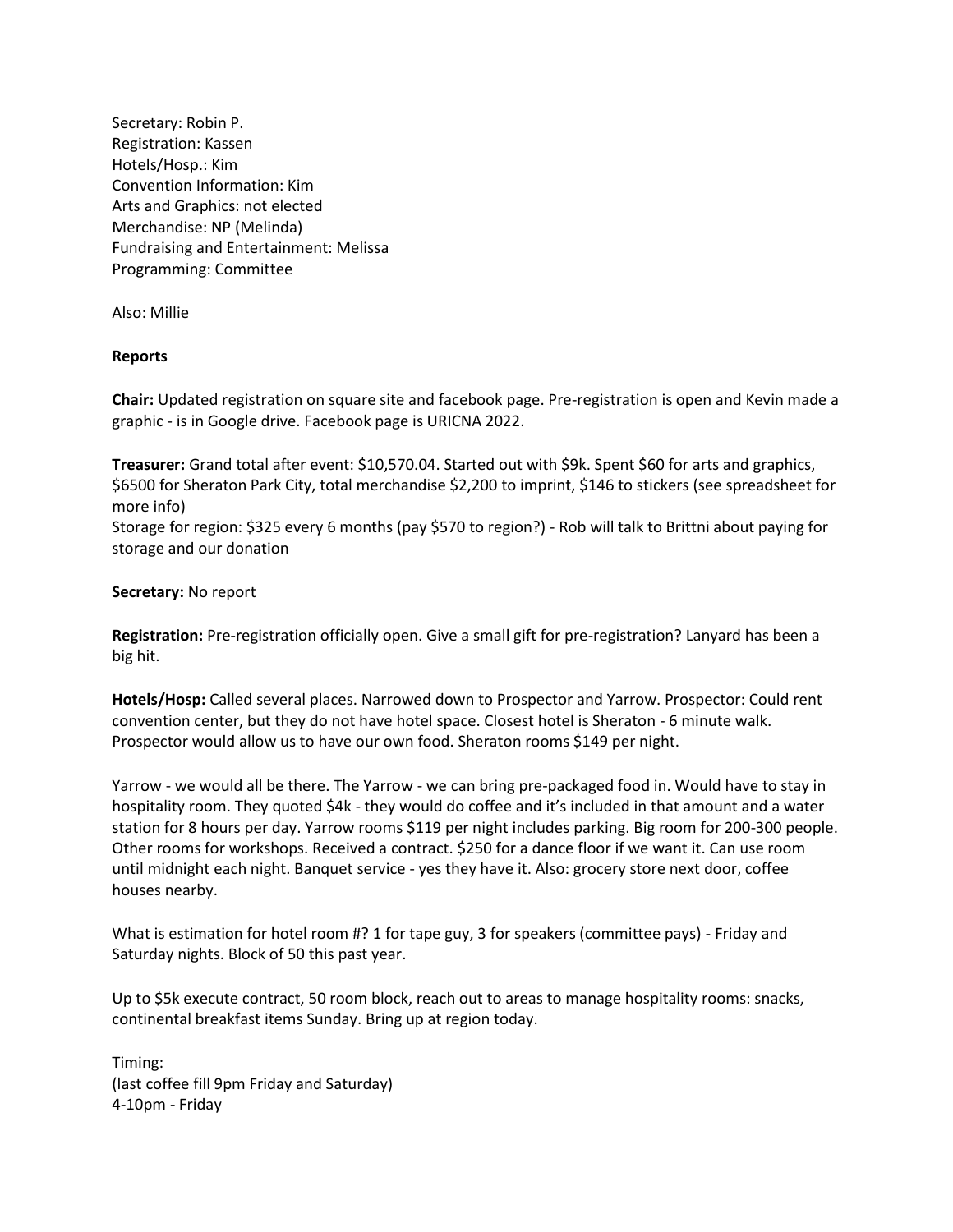Secretary: Robin P.
Registration: Kassen
Hotels/Hosp.: Kim
Convention Information: Kim
Arts and Graphics: not elected
Merchandise: NP (Melinda)
Fundraising and Entertainment: Melissa
Programming: Committee

Also: Millie

**Reports**

**Chair:** Updated registration on square site and facebook page. Pre-registration is open and Kevin made a graphic - is in Google drive. Facebook page is URICNA 2022.

**Treasurer:** Grand total after event: $10,570.04. Started out with $9k. Spent $60 for arts and graphics, $6500 for Sheraton Park City, total merchandise $2,200 to imprint, $146 to stickers (see spreadsheet for more info)
Storage for region: $325 every 6 months (pay $570 to region?) - Rob will talk to Brittni about paying for storage and our donation

**Secretary:** No report

**Registration:** Pre-registration officially open. Give a small gift for pre-registration? Lanyard has been a big hit.

**Hotels/Hosp:** Called several places. Narrowed down to Prospector and Yarrow. Prospector: Could rent convention center, but they do not have hotel space. Closest hotel is Sheraton - 6 minute walk. Prospector would allow us to have our own food. Sheraton rooms $149 per night.

Yarrow - we would all be there. The Yarrow - we can bring pre-packaged food in. Would have to stay in hospitality room. They quoted $4k - they would do coffee and it's included in that amount and a water station for 8 hours per day. Yarrow rooms $119 per night includes parking. Big room for 200-300 people. Other rooms for workshops. Received a contract. $250 for a dance floor if we want it. Can use room until midnight each night. Banquet service - yes they have it. Also: grocery store next door, coffee houses nearby.

What is estimation for hotel room #? 1 for tape guy, 3 for speakers (committee pays) - Friday and Saturday nights. Block of 50 this past year.

Up to $5k execute contract, 50 room block, reach out to areas to manage hospitality rooms: snacks, continental breakfast items Sunday. Bring up at region today.

Timing:
(last coffee fill 9pm Friday and Saturday)
4-10pm - Friday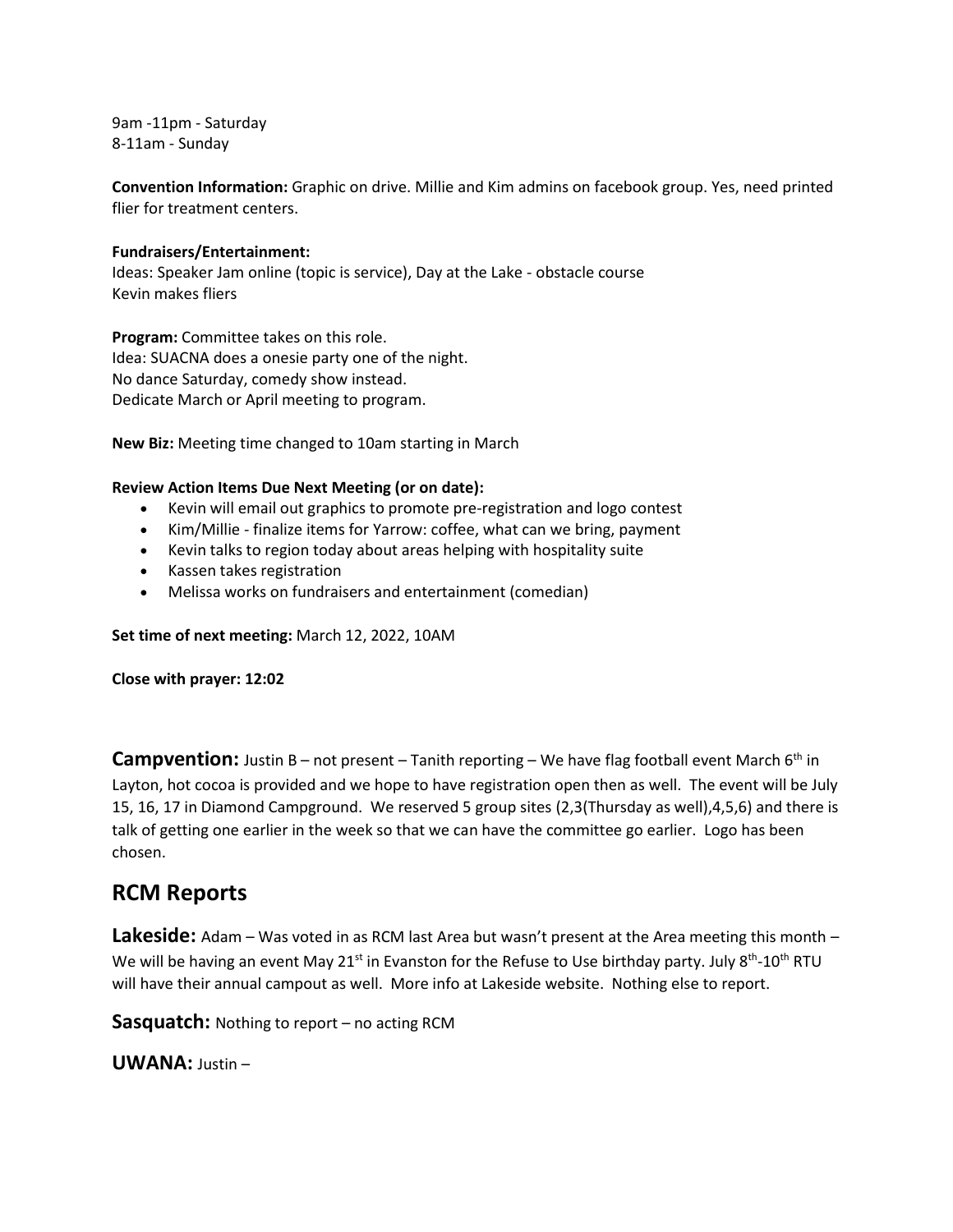9am -11pm - Saturday
8-11am - Sunday

**Convention Information:** Graphic on drive. Millie and Kim admins on facebook group. Yes, need printed flier for treatment centers.

**Fundraisers/Entertainment:**
Ideas: Speaker Jam online (topic is service), Day at the Lake - obstacle course
Kevin makes fliers

**Program:** Committee takes on this role.
Idea: SUACNA does a onesie party one of the night.
No dance Saturday, comedy show instead.
Dedicate March or April meeting to program.

**New Biz:** Meeting time changed to 10am starting in March

**Review Action Items Due Next Meeting (or on date):**

- Kevin will email out graphics to promote pre-registration and logo contest
- Kim/Millie - finalize items for Yarrow: coffee, what can we bring, payment
- Kevin talks to region today about areas helping with hospitality suite
- Kassen takes registration
- Melissa works on fundraisers and entertainment (comedian)

**Set time of next meeting:** March 12, 2022, 10AM

**Close with prayer: 12:02**

**Campvention:** Justin B – not present – Tanith reporting – We have flag football event March 6th in Layton, hot cocoa is provided and we hope to have registration open then as well. The event will be July 15, 16, 17 in Diamond Campground. We reserved 5 group sites (2,3(Thursday as well),4,5,6) and there is talk of getting one earlier in the week so that we can have the committee go earlier. Logo has been chosen.

## RCM Reports

**Lakeside:** Adam – Was voted in as RCM last Area but wasn't present at the Area meeting this month – We will be having an event May 21st in Evanston for the Refuse to Use birthday party. July 8th-10th RTU will have their annual campout as well. More info at Lakeside website. Nothing else to report.

**Sasquatch:** Nothing to report – no acting RCM

**UWANA:** Justin –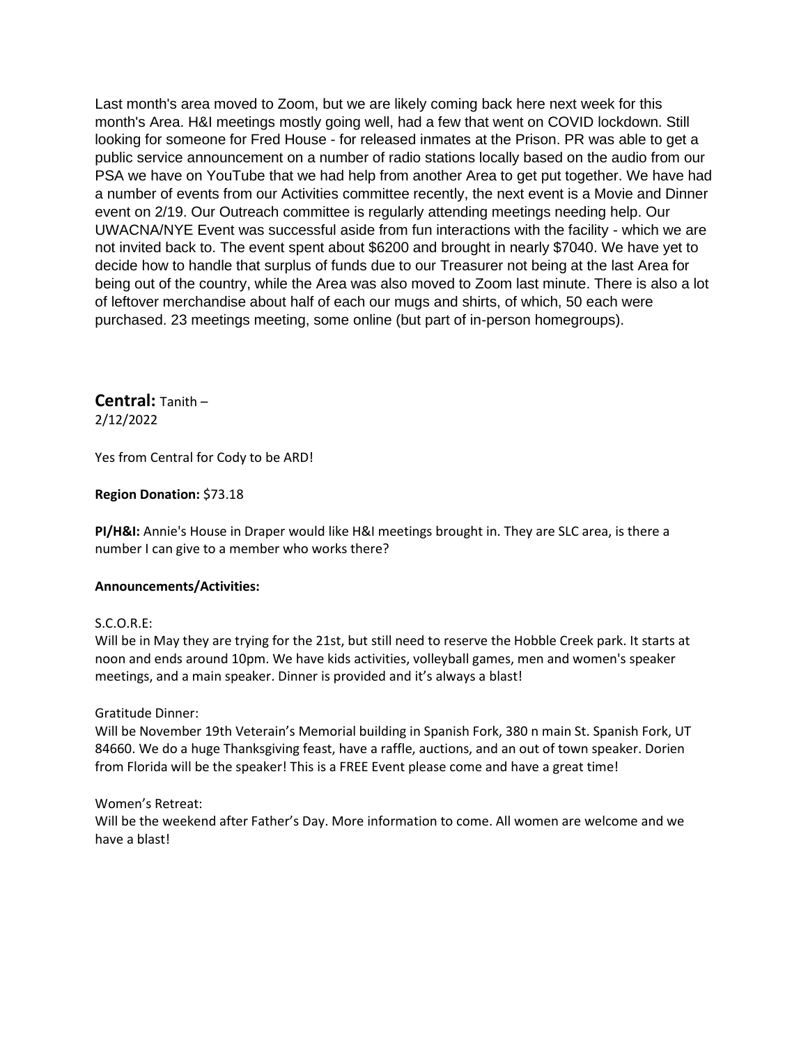Last month's area moved to Zoom, but we are likely coming back here next week for this month's Area. H&I meetings mostly going well, had a few that went on COVID lockdown. Still looking for someone for Fred House - for released inmates at the Prison. PR was able to get a public service announcement on a number of radio stations locally based on the audio from our PSA we have on YouTube that we had help from another Area to get put together. We have had a number of events from our Activities committee recently, the next event is a Movie and Dinner event on 2/19. Our Outreach committee is regularly attending meetings needing help. Our UWACNA/NYE Event was successful aside from fun interactions with the facility - which we are not invited back to. The event spent about $6200 and brought in nearly $7040. We have yet to decide how to handle that surplus of funds due to our Treasurer not being at the last Area for being out of the country, while the Area was also moved to Zoom last minute. There is also a lot of leftover merchandise about half of each our mugs and shirts, of which, 50 each were purchased. 23 meetings meeting, some online (but part of in-person homegroups).

## Central: Tanith –

2/12/2022

Yes from Central for Cody to be ARD!

**Region Donation:** $73.18

**PI/H&I:** Annie's House in Draper would like H&I meetings brought in. They are SLC area, is there a number I can give to a member who works there?

**Announcements/Activities:**

S.C.O.R.E:
Will be in May they are trying for the 21st, but still need to reserve the Hobble Creek park. It starts at noon and ends around 10pm. We have kids activities, volleyball games, men and women's speaker meetings, and a main speaker. Dinner is provided and it's always a blast!

Gratitude Dinner:
Will be November 19th Veterain's Memorial building in Spanish Fork, 380 n main St. Spanish Fork, UT 84660. We do a huge Thanksgiving feast, have a raffle, auctions, and an out of town speaker. Dorien from Florida will be the speaker! This is a FREE Event please come and have a great time!

Women's Retreat:
Will be the weekend after Father's Day. More information to come. All women are welcome and we have a blast!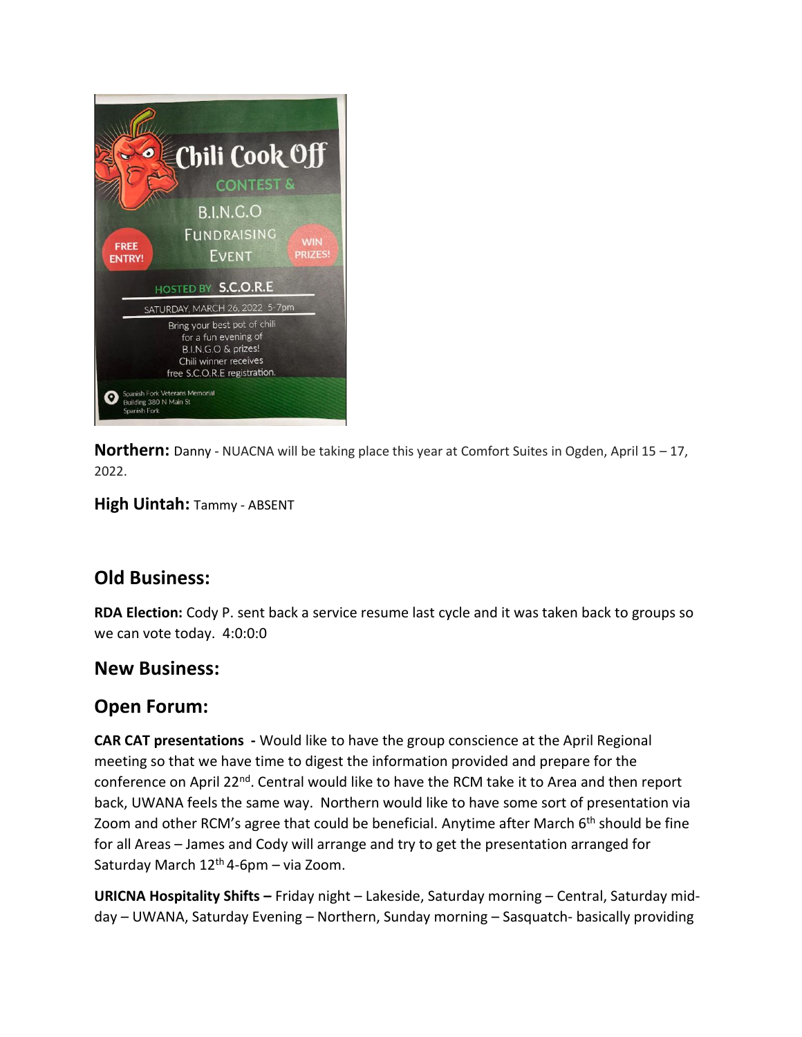Chili Cook Off

CONTEST &

B.I.N.G.O

FUNDRAISING EVENT

FREE ENTRY!

WIN PRIZES!

HOSTED BY S.C.O.R.E

SATURDAY, MARCH 26, 2022 5-7pm

Bring your best pot of chili for a fun evening of B.I.N.G.O & prizes! Chili winner receives free S.C.O.R.E registration.

Spanish Fork Veterans Memorial Building 380 N Main St Spanish Fork

**Northern:** Danny - NUACNA will be taking place this year at Comfort Suites in Ogden, April 15 – 17, 2022.

**High Uintah:** Tammy - ABSENT

## Old Business:

**RDA Election:** Cody P. sent back a service resume last cycle and it was taken back to groups so we can vote today. 4:0:0:0

## New Business:

## Open Forum:

**CAR CAT presentations -** Would like to have the group conscience at the April Regional meeting so that we have time to digest the information provided and prepare for the conference on April 22nd. Central would like to have the RCM take it to Area and then report back, UWANA feels the same way. Northern would like to have some sort of presentation via Zoom and other RCM's agree that could be beneficial. Anytime after March 6th should be fine for all Areas – James and Cody will arrange and try to get the presentation arranged for Saturday March 12th 4-6pm – via Zoom.

**URICNA Hospitality Shifts –** Friday night – Lakeside, Saturday morning – Central, Saturday mid-day – UWANA, Saturday Evening – Northern, Sunday morning – Sasquatch- basically providing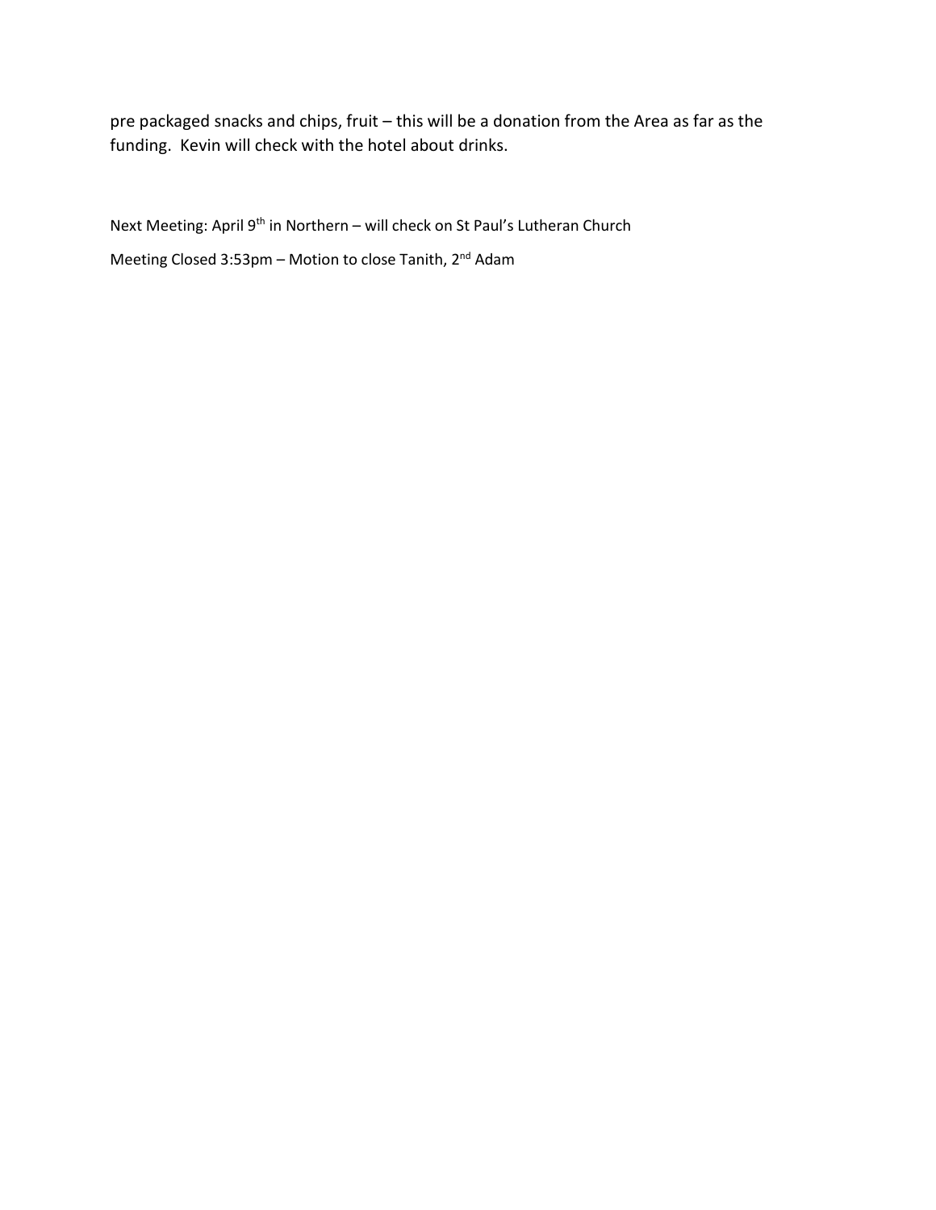pre packaged snacks and chips, fruit – this will be a donation from the Area as far as the funding. Kevin will check with the hotel about drinks.

Next Meeting: April 9th in Northern – will check on St Paul's Lutheran Church

Meeting Closed 3:53pm – Motion to close Tanith, 2nd Adam